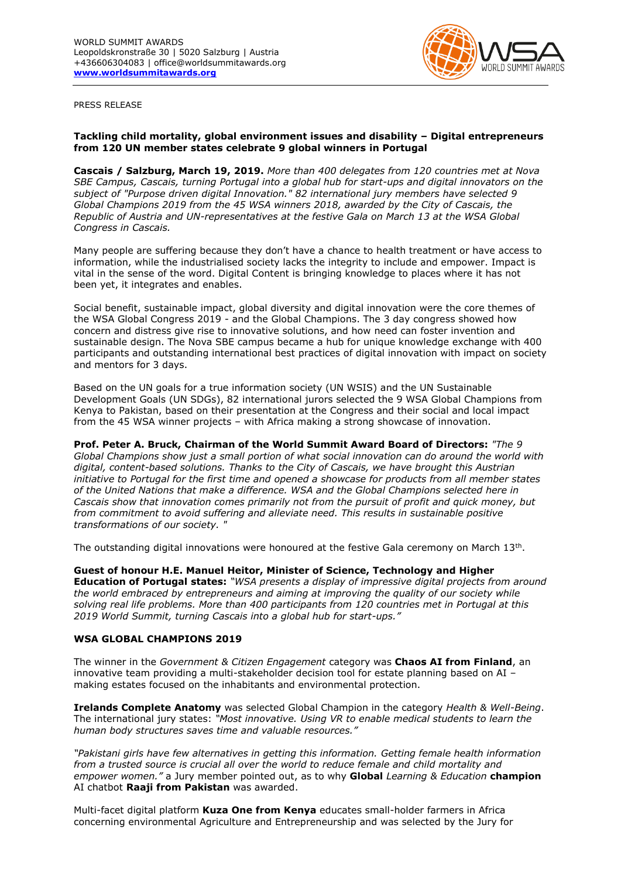WORLD SUMMIT AWARDS
Leopoldskronstraße 30 | 5020 Salzburg | Austria
+436606304083 | office@worldsummitawards.org
**www.worldsummitawards.org**

PRESS RELEASE

**Tackling child mortality, global environment issues and disability – Digital entrepreneurs from 120 UN member states celebrate 9 global winners in Portugal**

**Cascais / Salzburg, March 19, 2019.** *More than 400 delegates from 120 countries met at Nova SBE Campus, Cascais, turning Portugal into a global hub for start-ups and digital innovators on the subject of "Purpose driven digital Innovation." 82 international jury members have selected 9 Global Champions 2019 from the 45 WSA winners 2018, awarded by the City of Cascais, the Republic of Austria and UN-representatives at the festive Gala on March 13 at the WSA Global Congress in Cascais.*

Many people are suffering because they don't have a chance to health treatment or have access to information, while the industrialised society lacks the integrity to include and empower. Impact is vital in the sense of the word. Digital Content is bringing knowledge to places where it has not been yet, it integrates and enables.

Social benefit, sustainable impact, global diversity and digital innovation were the core themes of the WSA Global Congress 2019 - and the Global Champions. The 3 day congress showed how concern and distress give rise to innovative solutions, and how need can foster invention and sustainable design. The Nova SBE campus became a hub for unique knowledge exchange with 400 participants and outstanding international best practices of digital innovation with impact on society and mentors for 3 days.

Based on the UN goals for a true information society (UN WSIS) and the UN Sustainable Development Goals (UN SDGs), 82 international jurors selected the 9 WSA Global Champions from Kenya to Pakistan, based on their presentation at the Congress and their social and local impact from the 45 WSA winner projects – with Africa making a strong showcase of innovation.

**Prof. Peter A. Bruck, Chairman of the World Summit Award Board of Directors:** *"The 9 Global Champions show just a small portion of what social innovation can do around the world with digital, content-based solutions. Thanks to the City of Cascais, we have brought this Austrian initiative to Portugal for the first time and opened a showcase for products from all member states of the United Nations that make a difference. WSA and the Global Champions selected here in Cascais show that innovation comes primarily not from the pursuit of profit and quick money, but from commitment to avoid suffering and alleviate need. This results in sustainable positive transformations of our society. "*

The outstanding digital innovations were honoured at the festive Gala ceremony on March 13th.

**Guest of honour H.E. Manuel Heitor, Minister of Science, Technology and Higher Education of Portugal states:** *"WSA presents a display of impressive digital projects from around the world embraced by entrepreneurs and aiming at improving the quality of our society while solving real life problems. More than 400 participants from 120 countries met in Portugal at this 2019 World Summit, turning Cascais into a global hub for start-ups."*

## WSA GLOBAL CHAMPIONS 2019

The winner in the *Government & Citizen Engagement* category was **Chaos AI from Finland**, an innovative team providing a multi-stakeholder decision tool for estate planning based on AI – making estates focused on the inhabitants and environmental protection.

**Irelands Complete Anatomy** was selected Global Champion in the category *Health & Well-Being*. The international jury states: *"Most innovative. Using VR to enable medical students to learn the human body structures saves time and valuable resources."*

*"Pakistani girls have few alternatives in getting this information. Getting female health information from a trusted source is crucial all over the world to reduce female and child mortality and empower women."* a Jury member pointed out, as to why **Global** *Learning & Education* **champion** AI chatbot **Raaji from Pakistan** was awarded.

Multi-facet digital platform **Kuza One from Kenya** educates small-holder farmers in Africa concerning environmental Agriculture and Entrepreneurship and was selected by the Jury for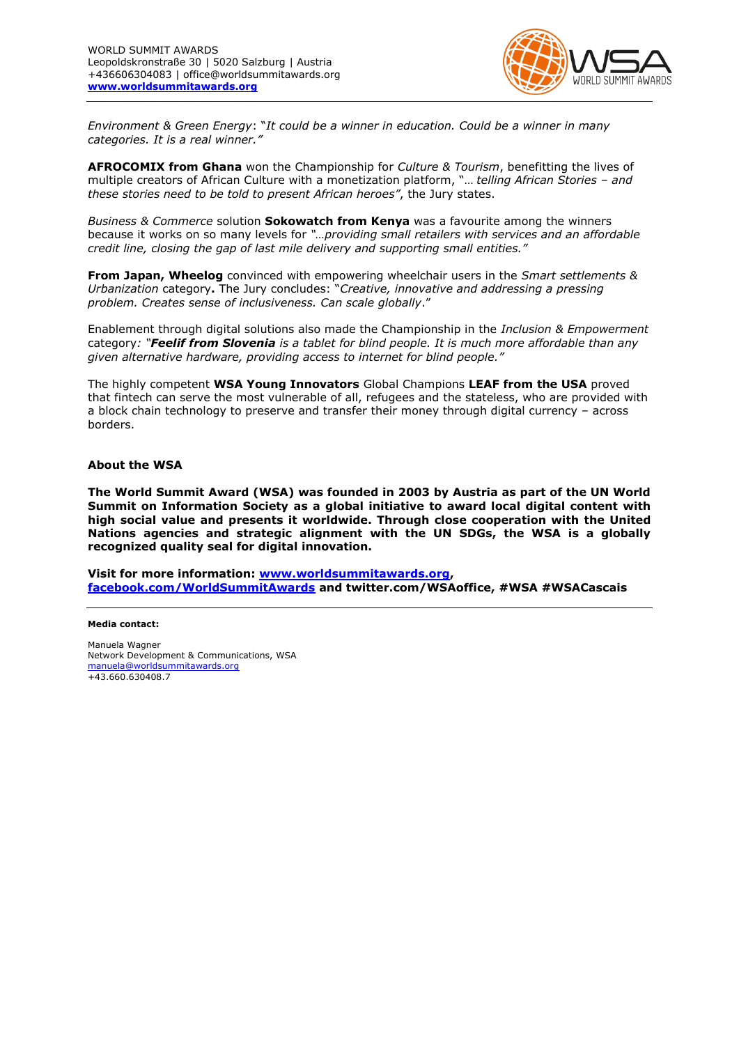*Environment & Green Energy*: "*It could be a winner in education. Could be a winner in many categories. It is a real winner."*

**AFROCOMIX from Ghana** won the Championship for *Culture & Tourism*, benefitting the lives of multiple creators of African Culture with a monetization platform, "… *telling African Stories – and these stories need to be told to present African heroes"*, the Jury states.

*Business & Commerce* solution **Sokowatch from Kenya** was a favourite among the winners because it works on so many levels for *"…providing small retailers with services and an affordable credit line, closing the gap of last mile delivery and supporting small entities."*

**From Japan, Wheelog** convinced with empowering wheelchair users in the *Smart settlements & Urbanization* category**.** The Jury concludes: "*Creative, innovative and addressing a pressing problem. Creates sense of inclusiveness. Can scale globally*."

Enablement through digital solutions also made the Championship in the *Inclusion & Empowerment* category*: "**Feelif from Slovenia** is a tablet for blind people. It is much more affordable than any given alternative hardware, providing access to internet for blind people."*

The highly competent **WSA Young Innovators** Global Champions **LEAF from the USA** proved that fintech can serve the most vulnerable of all, refugees and the stateless, who are provided with a block chain technology to preserve and transfer their money through digital currency – across borders.

## About the WSA

**The World Summit Award (WSA) was founded in 2003 by Austria as part of the UN World Summit on Information Society as a global initiative to award local digital content with high social value and presents it worldwide. Through close cooperation with the United Nations agencies and strategic alignment with the UN SDGs, the WSA is a globally recognized quality seal for digital innovation.**

**Visit for more information: www.worldsummitawards.org, facebook.com/WorldSummitAwards and twitter.com/WSAoffice, #WSA #WSACascais**

**Media contact:**

Manuela Wagner
Network Development & Communications, WSA
manuela@worldsummitawards.org
+43.660.630408.7